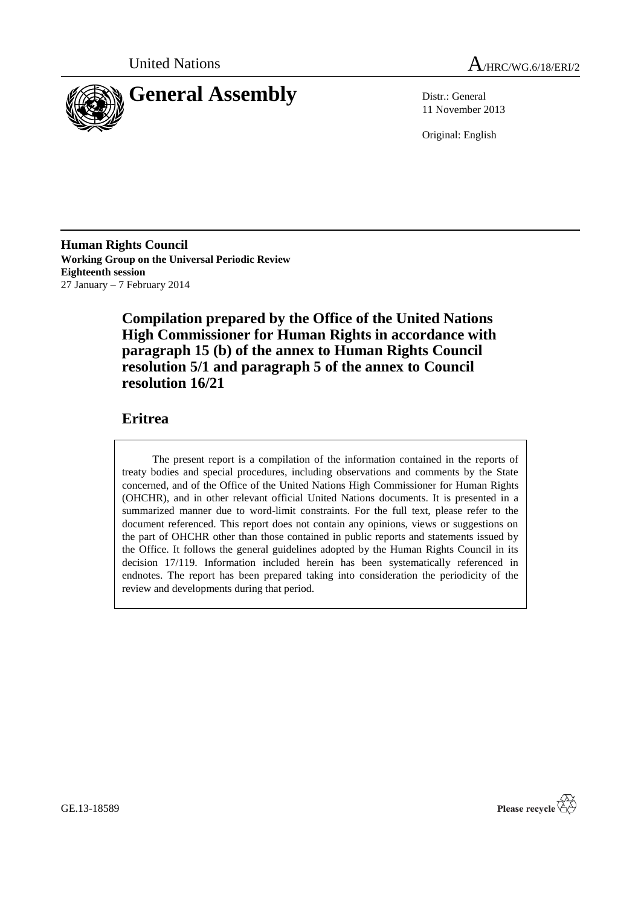United Nations

A/HRC/WG.6/18/ERI/2

# General Assembly

Distr.: General
11 November 2013

Original: English

**Human Rights Council**
**Working Group on the Universal Periodic Review**
**Eighteenth session**
27 January – 7 February 2014

## Compilation prepared by the Office of the United Nations High Commissioner for Human Rights in accordance with paragraph 15 (b) of the annex to Human Rights Council resolution 5/1 and paragraph 5 of the annex to Council resolution 16/21

## Eritrea

The present report is a compilation of the information contained in the reports of treaty bodies and special procedures, including observations and comments by the State concerned, and of the Office of the United Nations High Commissioner for Human Rights (OHCHR), and in other relevant official United Nations documents. It is presented in a summarized manner due to word-limit constraints. For the full text, please refer to the document referenced. This report does not contain any opinions, views or suggestions on the part of OHCHR other than those contained in public reports and statements issued by the Office. It follows the general guidelines adopted by the Human Rights Council in its decision 17/119. Information included herein has been systematically referenced in endnotes. The report has been prepared taking into consideration the periodicity of the review and developments during that period.

GE.13-18589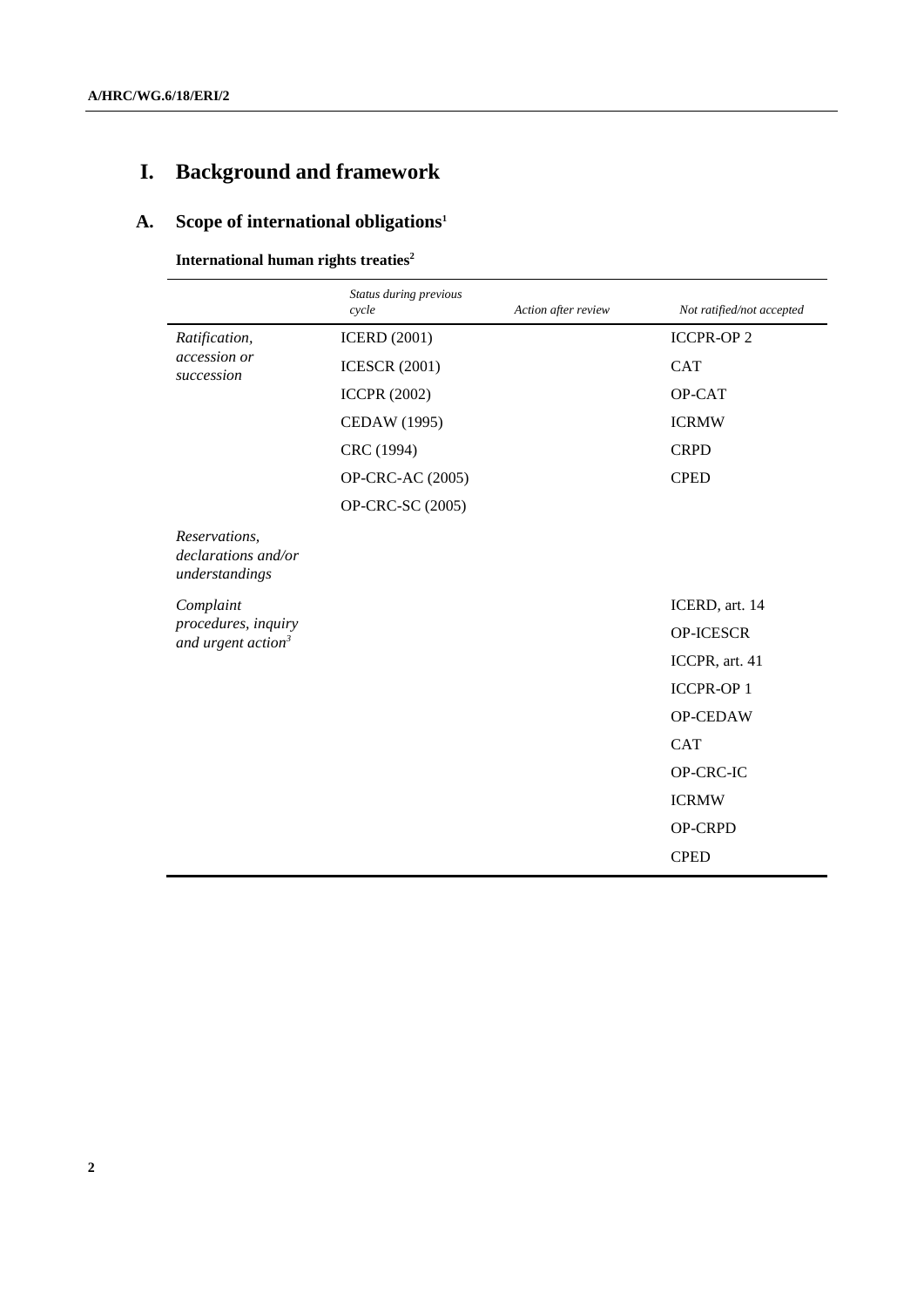# I. Background and framework

## A. Scope of international obligations[1]

### International human rights treaties[2]

| | *Status during previous cycle* | *Action after review* | *Not ratified/not accepted* |
|---|---|---|---|
| *Ratification, accession or succession* | ICERD (2001) | | ICCPR-OP 2 |
| | ICESCR (2001) | | CAT |
| | ICCPR (2002) | | OP-CAT |
| | CEDAW (1995) | | ICRMW |
| | CRC (1994) | | CRPD |
| | OP-CRC-AC (2005) | | CPED |
| | OP-CRC-SC (2005) | | |
| *Reservations, declarations and/or understandings* | | | |
| *Complaint procedures, inquiry and urgent action*[3] | | | ICERD, art. 14 |
| | | | OP-ICESCR |
| | | | ICCPR, art. 41 |
| | | | ICCPR-OP 1 |
| | | | OP-CEDAW |
| | | | CAT |
| | | | OP-CRC-IC |
| | | | ICRMW |
| | | | OP-CRPD |
| | | | CPED |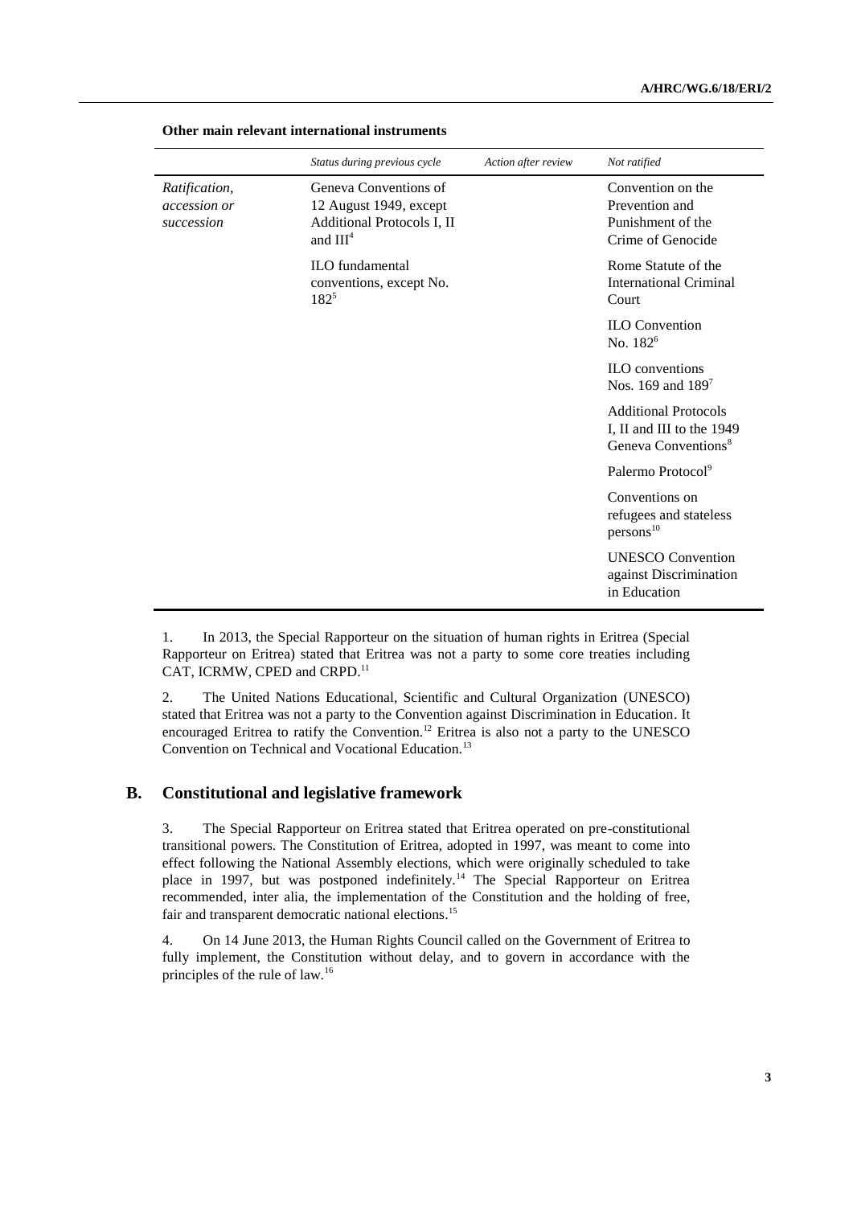**Other main relevant international instruments**

| | *Status during previous cycle* | *Action after review* | *Not ratified* |
|---|---|---|---|
| *Ratification, accession or succession* | Geneva Conventions of 12 August 1949, except Additional Protocols I, II and III[4] | | Convention on the Prevention and Punishment of the Crime of Genocide |
| | ILO fundamental conventions, except No. 182[5] | | Rome Statute of the International Criminal Court |
| | | | ILO Convention No. 182[6] |
| | | | ILO conventions Nos. 169 and 189[7] |
| | | | Additional Protocols I, II and III to the 1949 Geneva Conventions[8] |
| | | | Palermo Protocol[9] |
| | | | Conventions on refugees and stateless persons[10] |
| | | | UNESCO Convention against Discrimination in Education |

1. In 2013, the Special Rapporteur on the situation of human rights in Eritrea (Special Rapporteur on Eritrea) stated that Eritrea was not a party to some core treaties including CAT, ICRMW, CPED and CRPD.[11]

2. The United Nations Educational, Scientific and Cultural Organization (UNESCO) stated that Eritrea was not a party to the Convention against Discrimination in Education. It encouraged Eritrea to ratify the Convention.[12] Eritrea is also not a party to the UNESCO Convention on Technical and Vocational Education.[13]

## B. Constitutional and legislative framework

3. The Special Rapporteur on Eritrea stated that Eritrea operated on pre-constitutional transitional powers. The Constitution of Eritrea, adopted in 1997, was meant to come into effect following the National Assembly elections, which were originally scheduled to take place in 1997, but was postponed indefinitely.[14] The Special Rapporteur on Eritrea recommended, inter alia, the implementation of the Constitution and the holding of free, fair and transparent democratic national elections.[15]

4. On 14 June 2013, the Human Rights Council called on the Government of Eritrea to fully implement, the Constitution without delay, and to govern in accordance with the principles of the rule of law.[16]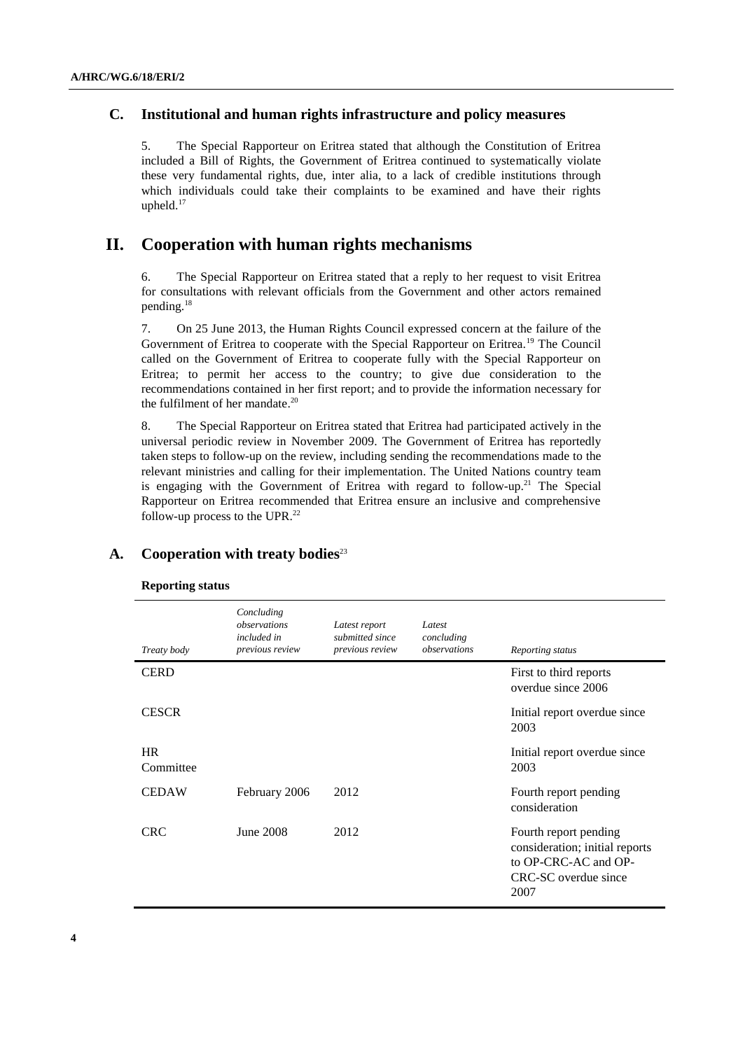## C. Institutional and human rights infrastructure and policy measures

5. The Special Rapporteur on Eritrea stated that although the Constitution of Eritrea included a Bill of Rights, the Government of Eritrea continued to systematically violate these very fundamental rights, due, inter alia, to a lack of credible institutions through which individuals could take their complaints to be examined and have their rights upheld.[17]

# II. Cooperation with human rights mechanisms

6. The Special Rapporteur on Eritrea stated that a reply to her request to visit Eritrea for consultations with relevant officials from the Government and other actors remained pending.[18]

7. On 25 June 2013, the Human Rights Council expressed concern at the failure of the Government of Eritrea to cooperate with the Special Rapporteur on Eritrea.[19] The Council called on the Government of Eritrea to cooperate fully with the Special Rapporteur on Eritrea; to permit her access to the country; to give due consideration to the recommendations contained in her first report; and to provide the information necessary for the fulfilment of her mandate.[20]

8. The Special Rapporteur on Eritrea stated that Eritrea had participated actively in the universal periodic review in November 2009. The Government of Eritrea has reportedly taken steps to follow-up on the review, including sending the recommendations made to the relevant ministries and calling for their implementation. The United Nations country team is engaging with the Government of Eritrea with regard to follow-up.[21] The Special Rapporteur on Eritrea recommended that Eritrea ensure an inclusive and comprehensive follow-up process to the UPR.[22]

## A. Cooperation with treaty bodies[23]

**Reporting status**

| *Treaty body* | *Concluding observations included in previous review* | *Latest report submitted since previous review* | *Latest concluding observations* | *Reporting status* |
|---|---|---|---|---|
| CERD | | | | First to third reports overdue since 2006 |
| CESCR | | | | Initial report overdue since 2003 |
| HR Committee | | | | Initial report overdue since 2003 |
| CEDAW | February 2006 | 2012 | | Fourth report pending consideration |
| CRC | June 2008 | 2012 | | Fourth report pending consideration; initial reports to OP-CRC-AC and OP-CRC-SC overdue since 2007 |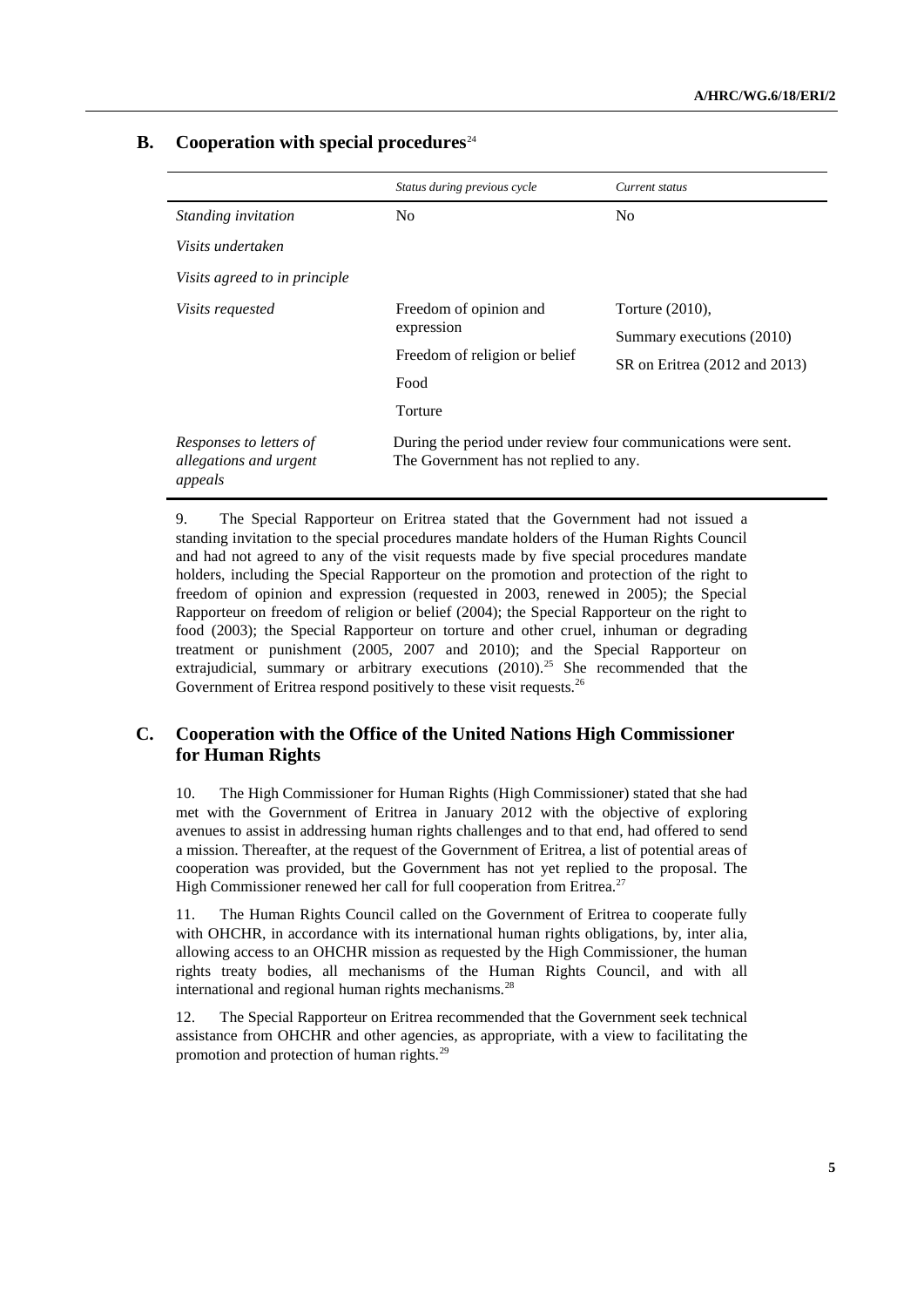## B. Cooperation with special procedures[24]

| | *Status during previous cycle* | *Current status* |
|---|---|---|
| *Standing invitation* | No | No |
| *Visits undertaken* | | |
| *Visits agreed to in principle* | | |
| *Visits requested* | Freedom of opinion and expression<br>Freedom of religion or belief<br>Food<br>Torture | Torture (2010),<br>Summary executions (2010)<br>SR on Eritrea (2012 and 2013) |
| *Responses to letters of allegations and urgent appeals* | During the period under review four communications were sent. The Government has not replied to any. | |

9. The Special Rapporteur on Eritrea stated that the Government had not issued a standing invitation to the special procedures mandate holders of the Human Rights Council and had not agreed to any of the visit requests made by five special procedures mandate holders, including the Special Rapporteur on the promotion and protection of the right to freedom of opinion and expression (requested in 2003, renewed in 2005); the Special Rapporteur on freedom of religion or belief (2004); the Special Rapporteur on the right to food (2003); the Special Rapporteur on torture and other cruel, inhuman or degrading treatment or punishment (2005, 2007 and 2010); and the Special Rapporteur on extrajudicial, summary or arbitrary executions (2010).[25] She recommended that the Government of Eritrea respond positively to these visit requests.[26]

## C. Cooperation with the Office of the United Nations High Commissioner for Human Rights

10. The High Commissioner for Human Rights (High Commissioner) stated that she had met with the Government of Eritrea in January 2012 with the objective of exploring avenues to assist in addressing human rights challenges and to that end, had offered to send a mission. Thereafter, at the request of the Government of Eritrea, a list of potential areas of cooperation was provided, but the Government has not yet replied to the proposal. The High Commissioner renewed her call for full cooperation from Eritrea.[27]

11. The Human Rights Council called on the Government of Eritrea to cooperate fully with OHCHR, in accordance with its international human rights obligations, by, inter alia, allowing access to an OHCHR mission as requested by the High Commissioner, the human rights treaty bodies, all mechanisms of the Human Rights Council, and with all international and regional human rights mechanisms.[28]

12. The Special Rapporteur on Eritrea recommended that the Government seek technical assistance from OHCHR and other agencies, as appropriate, with a view to facilitating the promotion and protection of human rights.[29]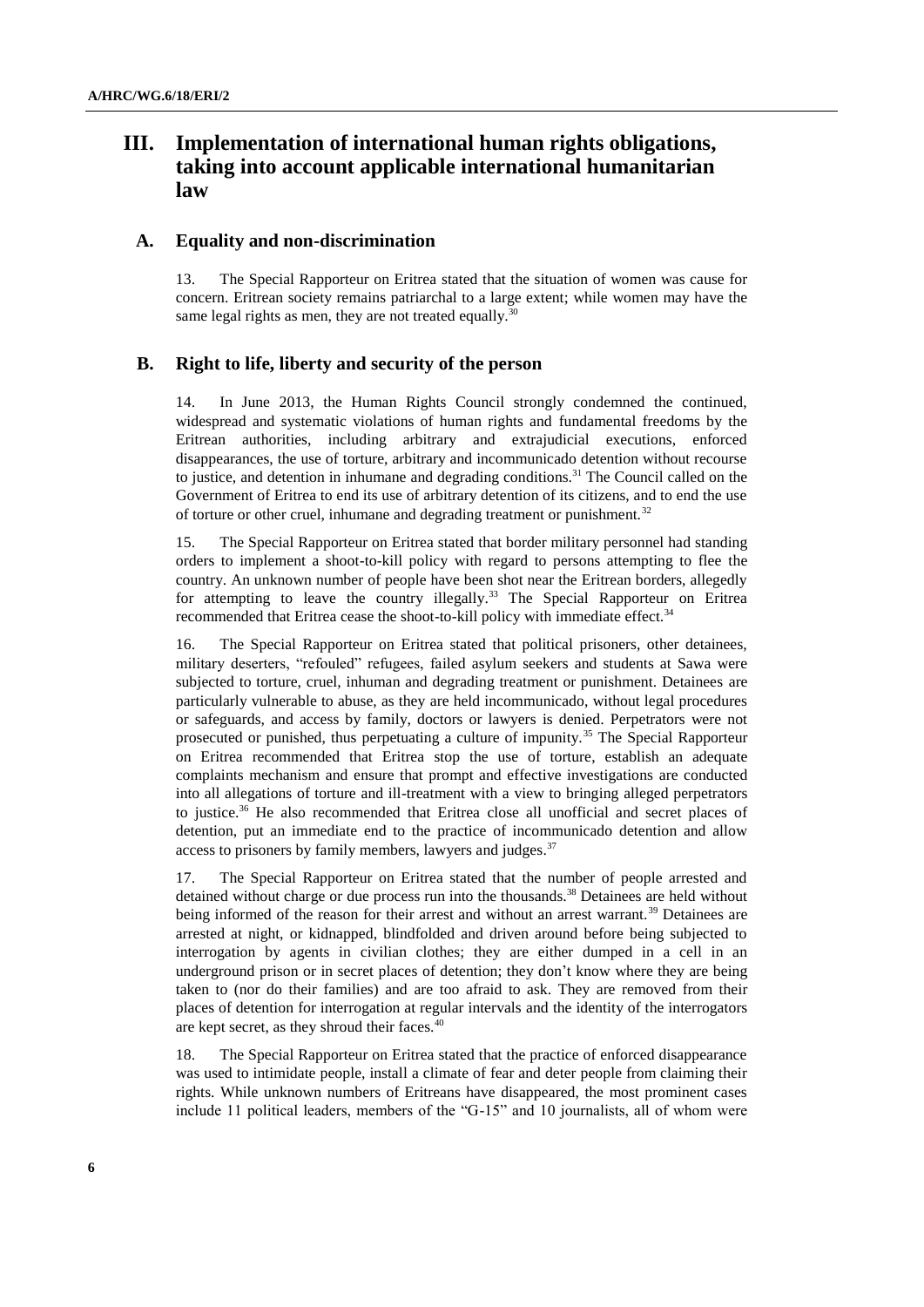## III. Implementation of international human rights obligations, taking into account applicable international humanitarian law

### A. Equality and non-discrimination

13. The Special Rapporteur on Eritrea stated that the situation of women was cause for concern. Eritrean society remains patriarchal to a large extent; while women may have the same legal rights as men, they are not treated equally.[30]

### B. Right to life, liberty and security of the person

14. In June 2013, the Human Rights Council strongly condemned the continued, widespread and systematic violations of human rights and fundamental freedoms by the Eritrean authorities, including arbitrary and extrajudicial executions, enforced disappearances, the use of torture, arbitrary and incommunicado detention without recourse to justice, and detention in inhumane and degrading conditions.[31] The Council called on the Government of Eritrea to end its use of arbitrary detention of its citizens, and to end the use of torture or other cruel, inhumane and degrading treatment or punishment.[32]

15. The Special Rapporteur on Eritrea stated that border military personnel had standing orders to implement a shoot-to-kill policy with regard to persons attempting to flee the country. An unknown number of people have been shot near the Eritrean borders, allegedly for attempting to leave the country illegally.[33] The Special Rapporteur on Eritrea recommended that Eritrea cease the shoot-to-kill policy with immediate effect.[34]

16. The Special Rapporteur on Eritrea stated that political prisoners, other detainees, military deserters, "refouled" refugees, failed asylum seekers and students at Sawa were subjected to torture, cruel, inhuman and degrading treatment or punishment. Detainees are particularly vulnerable to abuse, as they are held incommunicado, without legal procedures or safeguards, and access by family, doctors or lawyers is denied. Perpetrators were not prosecuted or punished, thus perpetuating a culture of impunity.[35] The Special Rapporteur on Eritrea recommended that Eritrea stop the use of torture, establish an adequate complaints mechanism and ensure that prompt and effective investigations are conducted into all allegations of torture and ill-treatment with a view to bringing alleged perpetrators to justice.[36] He also recommended that Eritrea close all unofficial and secret places of detention, put an immediate end to the practice of incommunicado detention and allow access to prisoners by family members, lawyers and judges.[37]

17. The Special Rapporteur on Eritrea stated that the number of people arrested and detained without charge or due process run into the thousands.[38] Detainees are held without being informed of the reason for their arrest and without an arrest warrant.[39] Detainees are arrested at night, or kidnapped, blindfolded and driven around before being subjected to interrogation by agents in civilian clothes; they are either dumped in a cell in an underground prison or in secret places of detention; they don't know where they are being taken to (nor do their families) and are too afraid to ask. They are removed from their places of detention for interrogation at regular intervals and the identity of the interrogators are kept secret, as they shroud their faces.[40]

18. The Special Rapporteur on Eritrea stated that the practice of enforced disappearance was used to intimidate people, install a climate of fear and deter people from claiming their rights. While unknown numbers of Eritreans have disappeared, the most prominent cases include 11 political leaders, members of the "G-15" and 10 journalists, all of whom were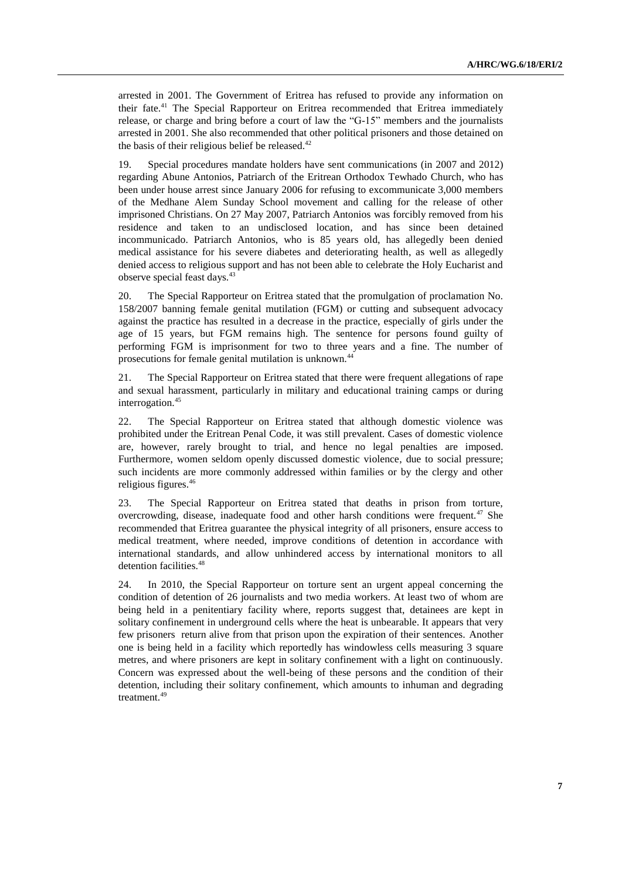arrested in 2001. The Government of Eritrea has refused to provide any information on their fate.[41] The Special Rapporteur on Eritrea recommended that Eritrea immediately release, or charge and bring before a court of law the "G-15" members and the journalists arrested in 2001. She also recommended that other political prisoners and those detained on the basis of their religious belief be released.[42]

19. Special procedures mandate holders have sent communications (in 2007 and 2012) regarding Abune Antonios, Patriarch of the Eritrean Orthodox Tewhado Church, who has been under house arrest since January 2006 for refusing to excommunicate 3,000 members of the Medhane Alem Sunday School movement and calling for the release of other imprisoned Christians. On 27 May 2007, Patriarch Antonios was forcibly removed from his residence and taken to an undisclosed location, and has since been detained incommunicado. Patriarch Antonios, who is 85 years old, has allegedly been denied medical assistance for his severe diabetes and deteriorating health, as well as allegedly denied access to religious support and has not been able to celebrate the Holy Eucharist and observe special feast days.[43]

20. The Special Rapporteur on Eritrea stated that the promulgation of proclamation No. 158/2007 banning female genital mutilation (FGM) or cutting and subsequent advocacy against the practice has resulted in a decrease in the practice, especially of girls under the age of 15 years, but FGM remains high. The sentence for persons found guilty of performing FGM is imprisonment for two to three years and a fine. The number of prosecutions for female genital mutilation is unknown.[44]

21. The Special Rapporteur on Eritrea stated that there were frequent allegations of rape and sexual harassment, particularly in military and educational training camps or during interrogation.[45]

22. The Special Rapporteur on Eritrea stated that although domestic violence was prohibited under the Eritrean Penal Code, it was still prevalent. Cases of domestic violence are, however, rarely brought to trial, and hence no legal penalties are imposed. Furthermore, women seldom openly discussed domestic violence, due to social pressure; such incidents are more commonly addressed within families or by the clergy and other religious figures.[46]

23. The Special Rapporteur on Eritrea stated that deaths in prison from torture, overcrowding, disease, inadequate food and other harsh conditions were frequent.[47] She recommended that Eritrea guarantee the physical integrity of all prisoners, ensure access to medical treatment, where needed, improve conditions of detention in accordance with international standards, and allow unhindered access by international monitors to all detention facilities.[48]

24. In 2010, the Special Rapporteur on torture sent an urgent appeal concerning the condition of detention of 26 journalists and two media workers. At least two of whom are being held in a penitentiary facility where, reports suggest that, detainees are kept in solitary confinement in underground cells where the heat is unbearable. It appears that very few prisoners return alive from that prison upon the expiration of their sentences. Another one is being held in a facility which reportedly has windowless cells measuring 3 square metres, and where prisoners are kept in solitary confinement with a light on continuously. Concern was expressed about the well-being of these persons and the condition of their detention, including their solitary confinement, which amounts to inhuman and degrading treatment.[49]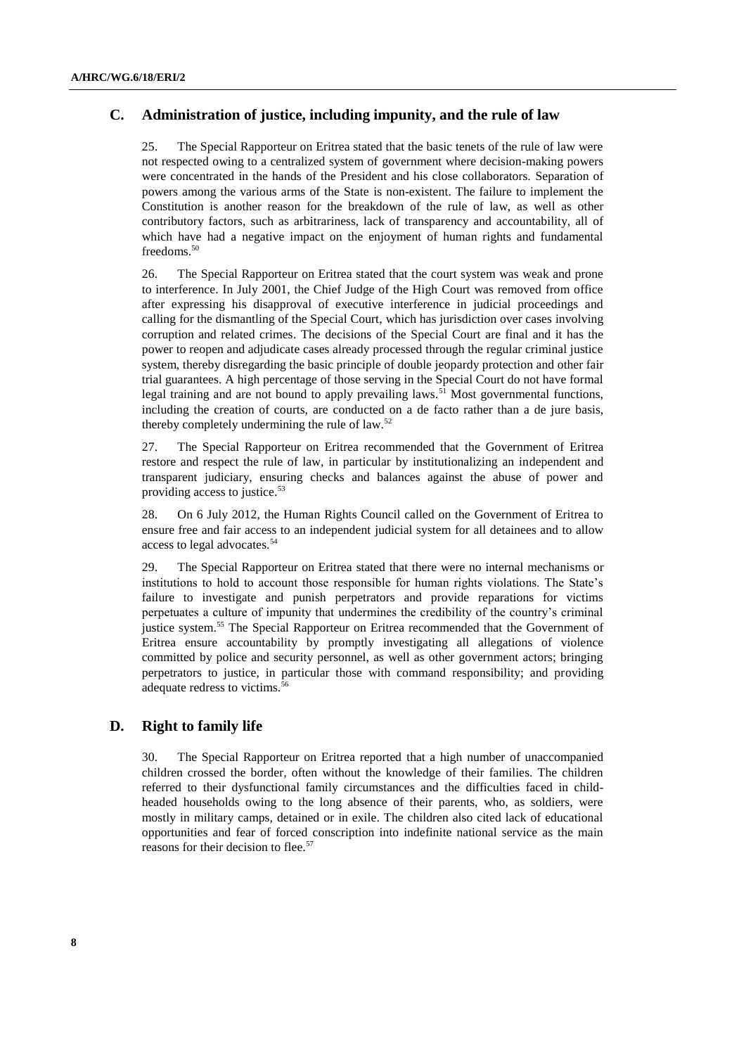## C. Administration of justice, including impunity, and the rule of law

25. The Special Rapporteur on Eritrea stated that the basic tenets of the rule of law were not respected owing to a centralized system of government where decision-making powers were concentrated in the hands of the President and his close collaborators. Separation of powers among the various arms of the State is non-existent. The failure to implement the Constitution is another reason for the breakdown of the rule of law, as well as other contributory factors, such as arbitrariness, lack of transparency and accountability, all of which have had a negative impact on the enjoyment of human rights and fundamental freedoms.[50]

26. The Special Rapporteur on Eritrea stated that the court system was weak and prone to interference. In July 2001, the Chief Judge of the High Court was removed from office after expressing his disapproval of executive interference in judicial proceedings and calling for the dismantling of the Special Court, which has jurisdiction over cases involving corruption and related crimes. The decisions of the Special Court are final and it has the power to reopen and adjudicate cases already processed through the regular criminal justice system, thereby disregarding the basic principle of double jeopardy protection and other fair trial guarantees. A high percentage of those serving in the Special Court do not have formal legal training and are not bound to apply prevailing laws.[51] Most governmental functions, including the creation of courts, are conducted on a de facto rather than a de jure basis, thereby completely undermining the rule of law.[52]

27. The Special Rapporteur on Eritrea recommended that the Government of Eritrea restore and respect the rule of law, in particular by institutionalizing an independent and transparent judiciary, ensuring checks and balances against the abuse of power and providing access to justice.[53]

28. On 6 July 2012, the Human Rights Council called on the Government of Eritrea to ensure free and fair access to an independent judicial system for all detainees and to allow access to legal advocates.[54]

29. The Special Rapporteur on Eritrea stated that there were no internal mechanisms or institutions to hold to account those responsible for human rights violations. The State's failure to investigate and punish perpetrators and provide reparations for victims perpetuates a culture of impunity that undermines the credibility of the country's criminal justice system.[55] The Special Rapporteur on Eritrea recommended that the Government of Eritrea ensure accountability by promptly investigating all allegations of violence committed by police and security personnel, as well as other government actors; bringing perpetrators to justice, in particular those with command responsibility; and providing adequate redress to victims.[56]

## D. Right to family life

30. The Special Rapporteur on Eritrea reported that a high number of unaccompanied children crossed the border, often without the knowledge of their families. The children referred to their dysfunctional family circumstances and the difficulties faced in child-headed households owing to the long absence of their parents, who, as soldiers, were mostly in military camps, detained or in exile. The children also cited lack of educational opportunities and fear of forced conscription into indefinite national service as the main reasons for their decision to flee.[57]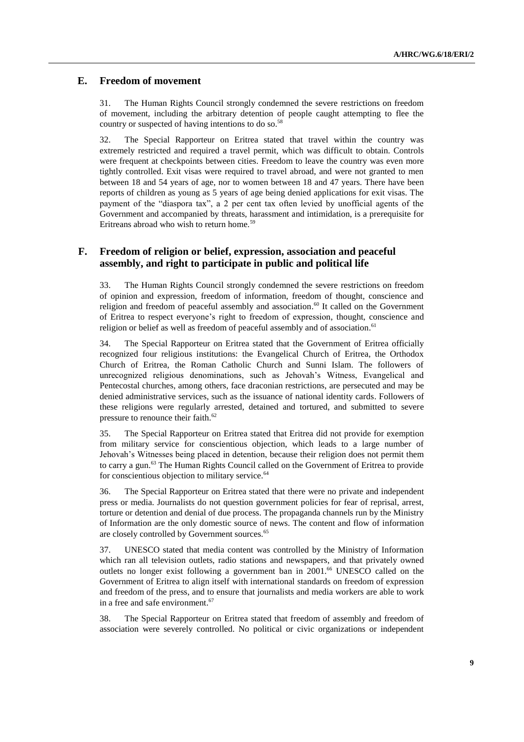## E. Freedom of movement

31. The Human Rights Council strongly condemned the severe restrictions on freedom of movement, including the arbitrary detention of people caught attempting to flee the country or suspected of having intentions to do so.[58]

32. The Special Rapporteur on Eritrea stated that travel within the country was extremely restricted and required a travel permit, which was difficult to obtain. Controls were frequent at checkpoints between cities. Freedom to leave the country was even more tightly controlled. Exit visas were required to travel abroad, and were not granted to men between 18 and 54 years of age, nor to women between 18 and 47 years. There have been reports of children as young as 5 years of age being denied applications for exit visas. The payment of the "diaspora tax", a 2 per cent tax often levied by unofficial agents of the Government and accompanied by threats, harassment and intimidation, is a prerequisite for Eritreans abroad who wish to return home.[59]

## F. Freedom of religion or belief, expression, association and peaceful assembly, and right to participate in public and political life

33. The Human Rights Council strongly condemned the severe restrictions on freedom of opinion and expression, freedom of information, freedom of thought, conscience and religion and freedom of peaceful assembly and association.[60] It called on the Government of Eritrea to respect everyone's right to freedom of expression, thought, conscience and religion or belief as well as freedom of peaceful assembly and of association.[61]

34. The Special Rapporteur on Eritrea stated that the Government of Eritrea officially recognized four religious institutions: the Evangelical Church of Eritrea, the Orthodox Church of Eritrea, the Roman Catholic Church and Sunni Islam. The followers of unrecognized religious denominations, such as Jehovah's Witness, Evangelical and Pentecostal churches, among others, face draconian restrictions, are persecuted and may be denied administrative services, such as the issuance of national identity cards. Followers of these religions were regularly arrested, detained and tortured, and submitted to severe pressure to renounce their faith.[62]

35. The Special Rapporteur on Eritrea stated that Eritrea did not provide for exemption from military service for conscientious objection, which leads to a large number of Jehovah's Witnesses being placed in detention, because their religion does not permit them to carry a gun.[63] The Human Rights Council called on the Government of Eritrea to provide for conscientious objection to military service.[64]

36. The Special Rapporteur on Eritrea stated that there were no private and independent press or media. Journalists do not question government policies for fear of reprisal, arrest, torture or detention and denial of due process. The propaganda channels run by the Ministry of Information are the only domestic source of news. The content and flow of information are closely controlled by Government sources.[65]

37. UNESCO stated that media content was controlled by the Ministry of Information which ran all television outlets, radio stations and newspapers, and that privately owned outlets no longer exist following a government ban in 2001.[66] UNESCO called on the Government of Eritrea to align itself with international standards on freedom of expression and freedom of the press, and to ensure that journalists and media workers are able to work in a free and safe environment.[67]

38. The Special Rapporteur on Eritrea stated that freedom of assembly and freedom of association were severely controlled. No political or civic organizations or independent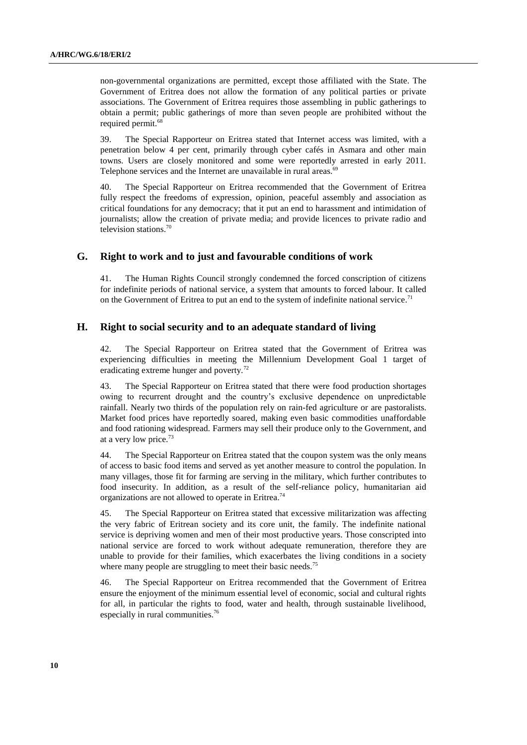non-governmental organizations are permitted, except those affiliated with the State. The Government of Eritrea does not allow the formation of any political parties or private associations. The Government of Eritrea requires those assembling in public gatherings to obtain a permit; public gatherings of more than seven people are prohibited without the required permit.[68]

39. The Special Rapporteur on Eritrea stated that Internet access was limited, with a penetration below 4 per cent, primarily through cyber cafés in Asmara and other main towns. Users are closely monitored and some were reportedly arrested in early 2011. Telephone services and the Internet are unavailable in rural areas.[69]

40. The Special Rapporteur on Eritrea recommended that the Government of Eritrea fully respect the freedoms of expression, opinion, peaceful assembly and association as critical foundations for any democracy; that it put an end to harassment and intimidation of journalists; allow the creation of private media; and provide licences to private radio and television stations.[70]

## G. Right to work and to just and favourable conditions of work

41. The Human Rights Council strongly condemned the forced conscription of citizens for indefinite periods of national service, a system that amounts to forced labour. It called on the Government of Eritrea to put an end to the system of indefinite national service.[71]

## H. Right to social security and to an adequate standard of living

42. The Special Rapporteur on Eritrea stated that the Government of Eritrea was experiencing difficulties in meeting the Millennium Development Goal 1 target of eradicating extreme hunger and poverty.[72]

43. The Special Rapporteur on Eritrea stated that there were food production shortages owing to recurrent drought and the country's exclusive dependence on unpredictable rainfall. Nearly two thirds of the population rely on rain-fed agriculture or are pastoralists. Market food prices have reportedly soared, making even basic commodities unaffordable and food rationing widespread. Farmers may sell their produce only to the Government, and at a very low price.[73]

44. The Special Rapporteur on Eritrea stated that the coupon system was the only means of access to basic food items and served as yet another measure to control the population. In many villages, those fit for farming are serving in the military, which further contributes to food insecurity. In addition, as a result of the self-reliance policy, humanitarian aid organizations are not allowed to operate in Eritrea.[74]

45. The Special Rapporteur on Eritrea stated that excessive militarization was affecting the very fabric of Eritrean society and its core unit, the family. The indefinite national service is depriving women and men of their most productive years. Those conscripted into national service are forced to work without adequate remuneration, therefore they are unable to provide for their families, which exacerbates the living conditions in a society where many people are struggling to meet their basic needs.[75]

46. The Special Rapporteur on Eritrea recommended that the Government of Eritrea ensure the enjoyment of the minimum essential level of economic, social and cultural rights for all, in particular the rights to food, water and health, through sustainable livelihood, especially in rural communities.[76]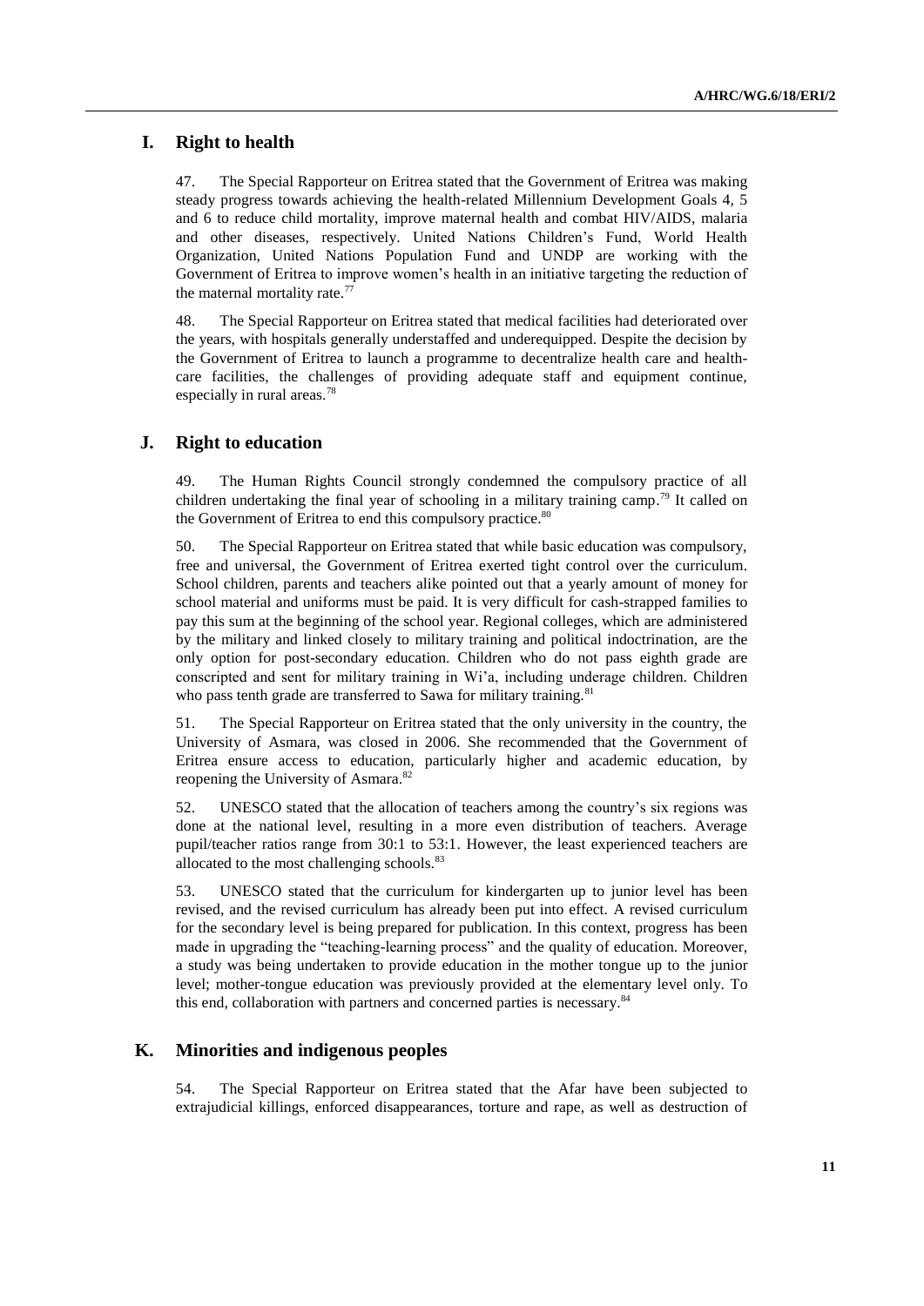## I. Right to health

47. The Special Rapporteur on Eritrea stated that the Government of Eritrea was making steady progress towards achieving the health-related Millennium Development Goals 4, 5 and 6 to reduce child mortality, improve maternal health and combat HIV/AIDS, malaria and other diseases, respectively. United Nations Children's Fund, World Health Organization, United Nations Population Fund and UNDP are working with the Government of Eritrea to improve women's health in an initiative targeting the reduction of the maternal mortality rate.[77]

48. The Special Rapporteur on Eritrea stated that medical facilities had deteriorated over the years, with hospitals generally understaffed and underequipped. Despite the decision by the Government of Eritrea to launch a programme to decentralize health care and health-care facilities, the challenges of providing adequate staff and equipment continue, especially in rural areas.[78]

## J. Right to education

49. The Human Rights Council strongly condemned the compulsory practice of all children undertaking the final year of schooling in a military training camp.[79] It called on the Government of Eritrea to end this compulsory practice.[80]

50. The Special Rapporteur on Eritrea stated that while basic education was compulsory, free and universal, the Government of Eritrea exerted tight control over the curriculum. School children, parents and teachers alike pointed out that a yearly amount of money for school material and uniforms must be paid. It is very difficult for cash-strapped families to pay this sum at the beginning of the school year. Regional colleges, which are administered by the military and linked closely to military training and political indoctrination, are the only option for post-secondary education. Children who do not pass eighth grade are conscripted and sent for military training in Wi'a, including underage children. Children who pass tenth grade are transferred to Sawa for military training.[81]

51. The Special Rapporteur on Eritrea stated that the only university in the country, the University of Asmara, was closed in 2006. She recommended that the Government of Eritrea ensure access to education, particularly higher and academic education, by reopening the University of Asmara.[82]

52. UNESCO stated that the allocation of teachers among the country's six regions was done at the national level, resulting in a more even distribution of teachers. Average pupil/teacher ratios range from 30:1 to 53:1. However, the least experienced teachers are allocated to the most challenging schools.[83]

53. UNESCO stated that the curriculum for kindergarten up to junior level has been revised, and the revised curriculum has already been put into effect. A revised curriculum for the secondary level is being prepared for publication. In this context, progress has been made in upgrading the "teaching-learning process" and the quality of education. Moreover, a study was being undertaken to provide education in the mother tongue up to the junior level; mother-tongue education was previously provided at the elementary level only. To this end, collaboration with partners and concerned parties is necessary.[84]

## K. Minorities and indigenous peoples

54. The Special Rapporteur on Eritrea stated that the Afar have been subjected to extrajudicial killings, enforced disappearances, torture and rape, as well as destruction of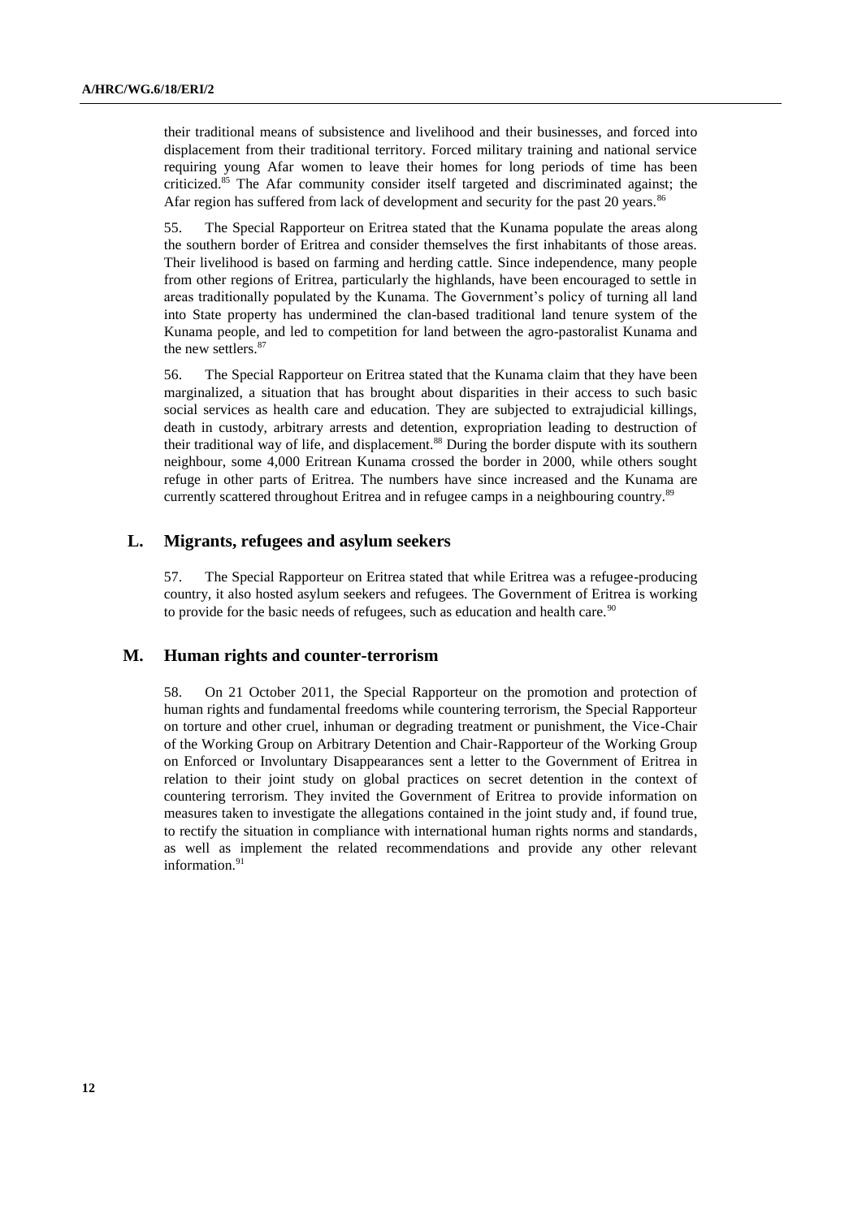their traditional means of subsistence and livelihood and their businesses, and forced into displacement from their traditional territory. Forced military training and national service requiring young Afar women to leave their homes for long periods of time has been criticized.[85] The Afar community consider itself targeted and discriminated against; the Afar region has suffered from lack of development and security for the past 20 years.[86]

55. The Special Rapporteur on Eritrea stated that the Kunama populate the areas along the southern border of Eritrea and consider themselves the first inhabitants of those areas. Their livelihood is based on farming and herding cattle. Since independence, many people from other regions of Eritrea, particularly the highlands, have been encouraged to settle in areas traditionally populated by the Kunama. The Government's policy of turning all land into State property has undermined the clan-based traditional land tenure system of the Kunama people, and led to competition for land between the agro-pastoralist Kunama and the new settlers.[87]

56. The Special Rapporteur on Eritrea stated that the Kunama claim that they have been marginalized, a situation that has brought about disparities in their access to such basic social services as health care and education. They are subjected to extrajudicial killings, death in custody, arbitrary arrests and detention, expropriation leading to destruction of their traditional way of life, and displacement.[88] During the border dispute with its southern neighbour, some 4,000 Eritrean Kunama crossed the border in 2000, while others sought refuge in other parts of Eritrea. The numbers have since increased and the Kunama are currently scattered throughout Eritrea and in refugee camps in a neighbouring country.[89]

## L. Migrants, refugees and asylum seekers

57. The Special Rapporteur on Eritrea stated that while Eritrea was a refugee-producing country, it also hosted asylum seekers and refugees. The Government of Eritrea is working to provide for the basic needs of refugees, such as education and health care.[90]

## M. Human rights and counter-terrorism

58. On 21 October 2011, the Special Rapporteur on the promotion and protection of human rights and fundamental freedoms while countering terrorism, the Special Rapporteur on torture and other cruel, inhuman or degrading treatment or punishment, the Vice-Chair of the Working Group on Arbitrary Detention and Chair-Rapporteur of the Working Group on Enforced or Involuntary Disappearances sent a letter to the Government of Eritrea in relation to their joint study on global practices on secret detention in the context of countering terrorism. They invited the Government of Eritrea to provide information on measures taken to investigate the allegations contained in the joint study and, if found true, to rectify the situation in compliance with international human rights norms and standards, as well as implement the related recommendations and provide any other relevant information.[91]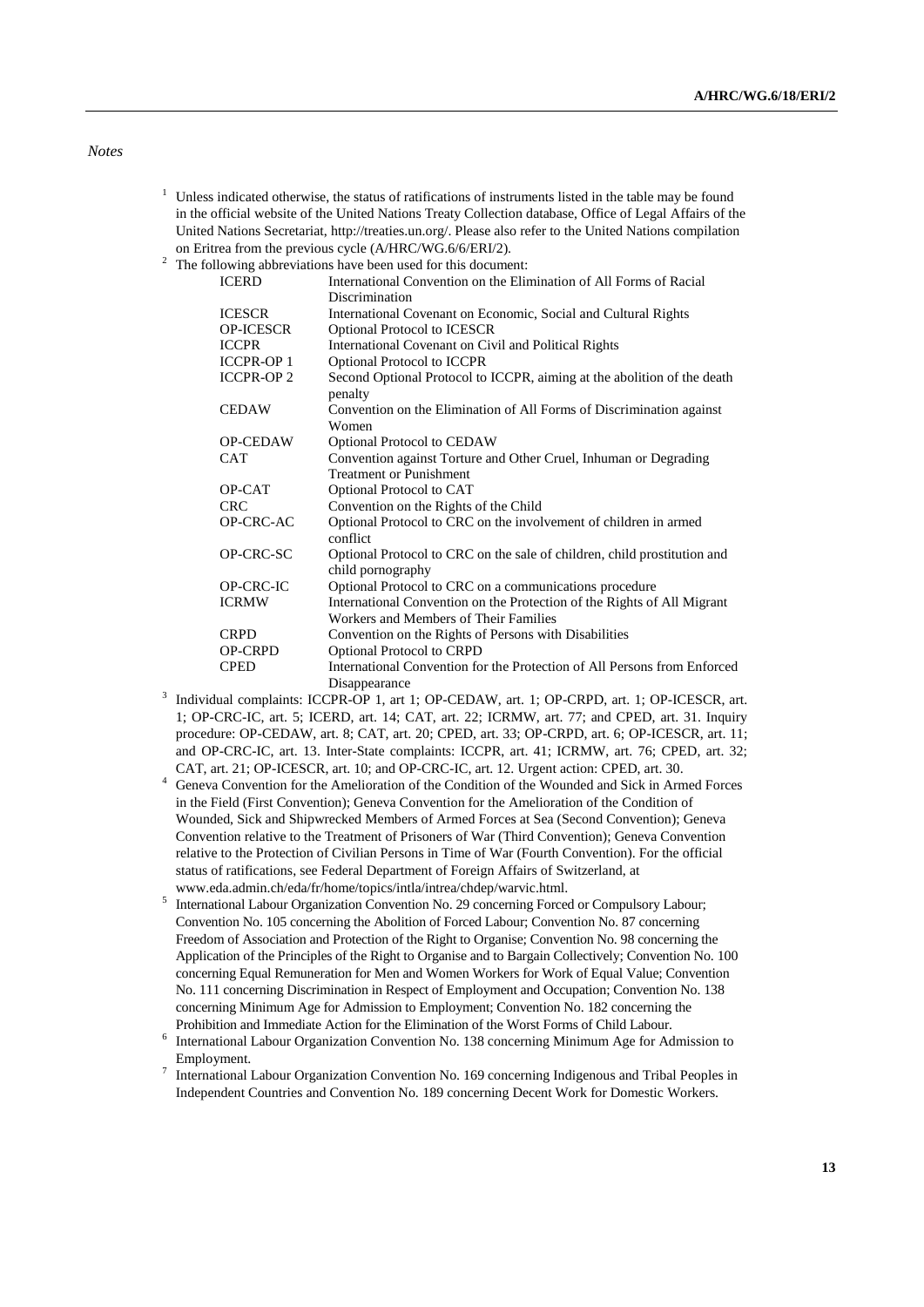*Notes*

[1] Unless indicated otherwise, the status of ratifications of instruments listed in the table may be found in the official website of the United Nations Treaty Collection database, Office of Legal Affairs of the United Nations Secretariat, http://treaties.un.org/. Please also refer to the United Nations compilation on Eritrea from the previous cycle (A/HRC/WG.6/6/ERI/2).

[2] The following abbreviations have been used for this document:

| | |
|---|---|
| ICERD | International Convention on the Elimination of All Forms of Racial Discrimination |
| ICESCR | International Covenant on Economic, Social and Cultural Rights |
| OP-ICESCR | Optional Protocol to ICESCR |
| ICCPR | International Covenant on Civil and Political Rights |
| ICCPR-OP 1 | Optional Protocol to ICCPR |
| ICCPR-OP 2 | Second Optional Protocol to ICCPR, aiming at the abolition of the death penalty |
| CEDAW | Convention on the Elimination of All Forms of Discrimination against Women |
| OP-CEDAW | Optional Protocol to CEDAW |
| CAT | Convention against Torture and Other Cruel, Inhuman or Degrading Treatment or Punishment |
| OP-CAT | Optional Protocol to CAT |
| CRC | Convention on the Rights of the Child |
| OP-CRC-AC | Optional Protocol to CRC on the involvement of children in armed conflict |
| OP-CRC-SC | Optional Protocol to CRC on the sale of children, child prostitution and child pornography |
| OP-CRC-IC | Optional Protocol to CRC on a communications procedure |
| ICRMW | International Convention on the Protection of the Rights of All Migrant Workers and Members of Their Families |
| CRPD | Convention on the Rights of Persons with Disabilities |
| OP-CRPD | Optional Protocol to CRPD |
| CPED | International Convention for the Protection of All Persons from Enforced Disappearance |

[3] Individual complaints: ICCPR-OP 1, art 1; OP-CEDAW, art. 1; OP-CRPD, art. 1; OP-ICESCR, art. 1; OP-CRC-IC, art. 5; ICERD, art. 14; CAT, art. 22; ICRMW, art. 77; and CPED, art. 31. Inquiry procedure: OP-CEDAW, art. 8; CAT, art. 20; CPED, art. 33; OP-CRPD, art. 6; OP-ICESCR, art. 11; and OP-CRC-IC, art. 13. Inter-State complaints: ICCPR, art. 41; ICRMW, art. 76; CPED, art. 32; CAT, art. 21; OP-ICESCR, art. 10; and OP-CRC-IC, art. 12. Urgent action: CPED, art. 30.

[4] Geneva Convention for the Amelioration of the Condition of the Wounded and Sick in Armed Forces in the Field (First Convention); Geneva Convention for the Amelioration of the Condition of Wounded, Sick and Shipwrecked Members of Armed Forces at Sea (Second Convention); Geneva Convention relative to the Treatment of Prisoners of War (Third Convention); Geneva Convention relative to the Protection of Civilian Persons in Time of War (Fourth Convention). For the official status of ratifications, see Federal Department of Foreign Affairs of Switzerland, at www.eda.admin.ch/eda/fr/home/topics/intla/intrea/chdep/warvic.html.

[5] International Labour Organization Convention No. 29 concerning Forced or Compulsory Labour; Convention No. 105 concerning the Abolition of Forced Labour; Convention No. 87 concerning Freedom of Association and Protection of the Right to Organise; Convention No. 98 concerning the Application of the Principles of the Right to Organise and to Bargain Collectively; Convention No. 100 concerning Equal Remuneration for Men and Women Workers for Work of Equal Value; Convention No. 111 concerning Discrimination in Respect of Employment and Occupation; Convention No. 138 concerning Minimum Age for Admission to Employment; Convention No. 182 concerning the Prohibition and Immediate Action for the Elimination of the Worst Forms of Child Labour.

[6] International Labour Organization Convention No. 138 concerning Minimum Age for Admission to Employment.

[7] International Labour Organization Convention No. 169 concerning Indigenous and Tribal Peoples in Independent Countries and Convention No. 189 concerning Decent Work for Domestic Workers.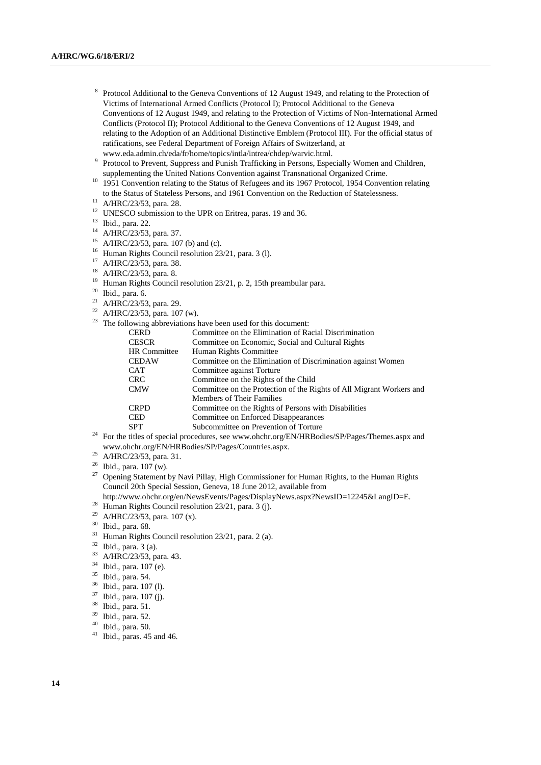[8] Protocol Additional to the Geneva Conventions of 12 August 1949, and relating to the Protection of Victims of International Armed Conflicts (Protocol I); Protocol Additional to the Geneva Conventions of 12 August 1949, and relating to the Protection of Victims of Non-International Armed Conflicts (Protocol II); Protocol Additional to the Geneva Conventions of 12 August 1949, and relating to the Adoption of an Additional Distinctive Emblem (Protocol III). For the official status of ratifications, see Federal Department of Foreign Affairs of Switzerland, at www.eda.admin.ch/eda/fr/home/topics/intla/intrea/chdep/warvic.html.

[9] Protocol to Prevent, Suppress and Punish Trafficking in Persons, Especially Women and Children, supplementing the United Nations Convention against Transnational Organized Crime.

[10] 1951 Convention relating to the Status of Refugees and its 1967 Protocol, 1954 Convention relating to the Status of Stateless Persons, and 1961 Convention on the Reduction of Statelessness.

[11] A/HRC/23/53, para. 28.

[12] UNESCO submission to the UPR on Eritrea, paras. 19 and 36.

[13] Ibid., para. 22.

[14] A/HRC/23/53, para. 37.

[15] A/HRC/23/53, para. 107 (b) and (c).

[16] Human Rights Council resolution 23/21, para. 3 (l).

[17] A/HRC/23/53, para. 38.

[18] A/HRC/23/53, para. 8.

[19] Human Rights Council resolution 23/21, p. 2, 15th preambular para.

[20] Ibid., para. 6.

[21] A/HRC/23/53, para. 29.

[22] A/HRC/23/53, para. 107 (w).

[23] The following abbreviations have been used for this document:

| | |
|---|---|
| CERD | Committee on the Elimination of Racial Discrimination |
| CESCR | Committee on Economic, Social and Cultural Rights |
| HR Committee | Human Rights Committee |
| CEDAW | Committee on the Elimination of Discrimination against Women |
| CAT | Committee against Torture |
| CRC | Committee on the Rights of the Child |
| CMW | Committee on the Protection of the Rights of All Migrant Workers and Members of Their Families |
| CRPD | Committee on the Rights of Persons with Disabilities |
| CED | Committee on Enforced Disappearances |
| SPT | Subcommittee on Prevention of Torture |

[24] For the titles of special procedures, see www.ohchr.org/EN/HRBodies/SP/Pages/Themes.aspx and www.ohchr.org/EN/HRBodies/SP/Pages/Countries.aspx.

[25] A/HRC/23/53, para. 31.

[26] Ibid., para. 107 (w).

[27] Opening Statement by Navi Pillay, High Commissioner for Human Rights, to the Human Rights Council 20th Special Session, Geneva, 18 June 2012, available from http://www.ohchr.org/en/NewsEvents/Pages/DisplayNews.aspx?NewsID=12245&LangID=E.

[28] Human Rights Council resolution 23/21, para. 3 (j).

[29] A/HRC/23/53, para. 107 (x).

[30] Ibid., para. 68.

[31] Human Rights Council resolution 23/21, para. 2 (a).

[32] Ibid., para. 3 (a).

[33] A/HRC/23/53, para. 43.

[34] Ibid., para. 107 (e).

[35] Ibid., para. 54.

[36] Ibid., para. 107 (l).

[37] Ibid., para. 107 (j).

[38] Ibid., para. 51.

[39] Ibid., para. 52.

[40] Ibid., para. 50.

[41] Ibid., paras. 45 and 46.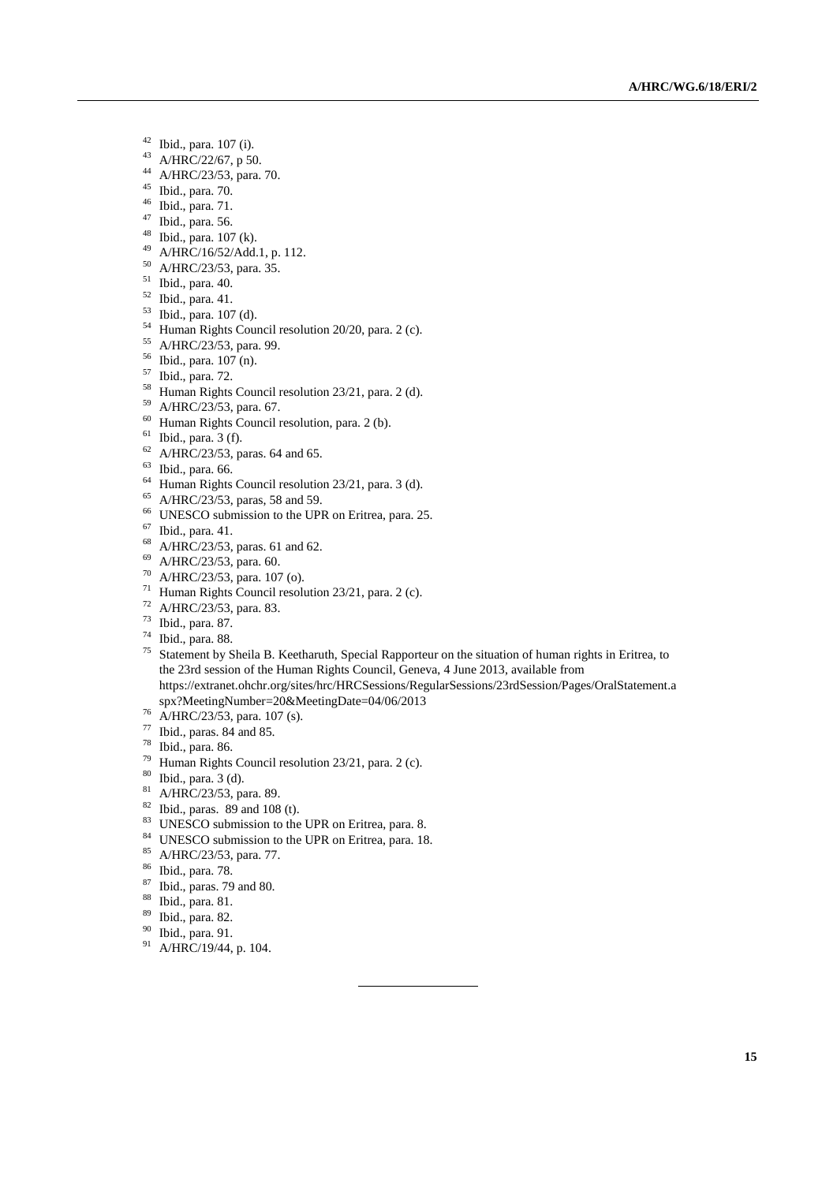[42] Ibid., para. 107 (i).
[43] A/HRC/22/67, p 50.
[44] A/HRC/23/53, para. 70.
[45] Ibid., para. 70.
[46] Ibid., para. 71.
[47] Ibid., para. 56.
[48] Ibid., para. 107 (k).
[49] A/HRC/16/52/Add.1, p. 112.
[50] A/HRC/23/53, para. 35.
[51] Ibid., para. 40.
[52] Ibid., para. 41.
[53] Ibid., para. 107 (d).
[54] Human Rights Council resolution 20/20, para. 2 (c).
[55] A/HRC/23/53, para. 99.
[56] Ibid., para. 107 (n).
[57] Ibid., para. 72.
[58] Human Rights Council resolution 23/21, para. 2 (d).
[59] A/HRC/23/53, para. 67.
[60] Human Rights Council resolution, para. 2 (b).
[61] Ibid., para. 3 (f).
[62] A/HRC/23/53, paras. 64 and 65.
[63] Ibid., para. 66.
[64] Human Rights Council resolution 23/21, para. 3 (d).
[65] A/HRC/23/53, paras, 58 and 59.
[66] UNESCO submission to the UPR on Eritrea, para. 25.
[67] Ibid., para. 41.
[68] A/HRC/23/53, paras. 61 and 62.
[69] A/HRC/23/53, para. 60.
[70] A/HRC/23/53, para. 107 (o).
[71] Human Rights Council resolution 23/21, para. 2 (c).
[72] A/HRC/23/53, para. 83.
[73] Ibid., para. 87.
[74] Ibid., para. 88.
[75] Statement by Sheila B. Keetharuth, Special Rapporteur on the situation of human rights in Eritrea, to the 23rd session of the Human Rights Council, Geneva, 4 June 2013, available from https://extranet.ohchr.org/sites/hrc/HRCSessions/RegularSessions/23rdSession/Pages/OralStatement.aspx?MeetingNumber=20&MeetingDate=04/06/2013
[76] A/HRC/23/53, para. 107 (s).
[77] Ibid., paras. 84 and 85.
[78] Ibid., para. 86.
[79] Human Rights Council resolution 23/21, para. 2 (c).
[80] Ibid., para. 3 (d).
[81] A/HRC/23/53, para. 89.
[82] Ibid., paras. 89 and 108 (t).
[83] UNESCO submission to the UPR on Eritrea, para. 8.
[84] UNESCO submission to the UPR on Eritrea, para. 18.
[85] A/HRC/23/53, para. 77.
[86] Ibid., para. 78.
[87] Ibid., paras. 79 and 80.
[88] Ibid., para. 81.
[89] Ibid., para. 82.
[90] Ibid., para. 91.
[91] A/HRC/19/44, p. 104.